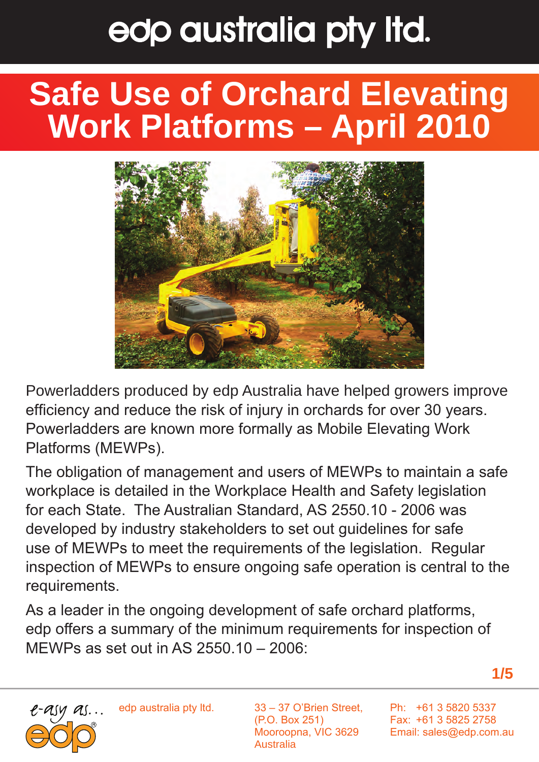# edp australia pty ltd.

## Safe Use of Orchard Elevating Work Platforms – April 2010

Powerladders produced by edp Australia have helped growers improve efficiency and reduce the risk of injury in orchards for over 30 years. Powerladders are known more formally as Mobile Elevating Work Platforms (MEWPs).

The obligation of management and users of MEWPs to maintain a safe workplace is detailed in the Workplace Health and Safety legislation for each State. The Australian Standard, AS 2550.10 - 2006 was developed by industry stakeholders to set out guidelines for safe use of MEWPs to meet the requirements of the legislation. Regular inspection of MEWPs to ensure ongoing safe operation is central to the requirements.

As a leader in the ongoing development of safe orchard platforms, edp offers a summary of the minimum requirements for inspection of MEWPs as set out in AS 2550.10 – 2006:

e-asy as... edp®

edp australia pty ltd.

33 – 37 O'Brien Street,
(P.O. Box 251)
Mooroopna, VIC 3629
Australia

Ph: +61 3 5820 5337
Fax: +61 3 5825 2758
Email: sales@edp.com.au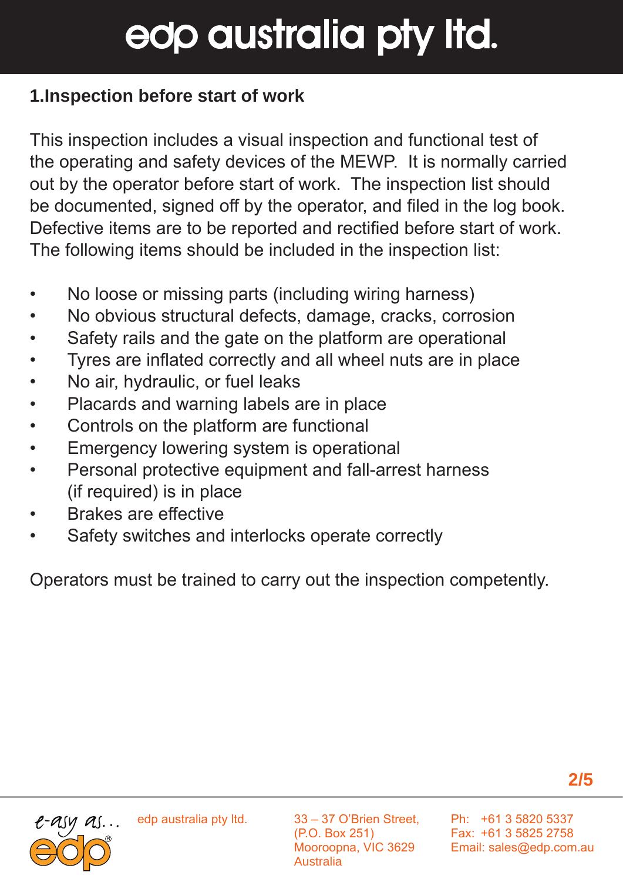## 1.Inspection before start of work

This inspection includes a visual inspection and functional test of the operating and safety devices of the MEWP. It is normally carried out by the operator before start of work. The inspection list should be documented, signed off by the operator, and filed in the log book. Defective items are to be reported and rectified before start of work. The following items should be included in the inspection list:

- No loose or missing parts (including wiring harness)
- No obvious structural defects, damage, cracks, corrosion
- Safety rails and the gate on the platform are operational
- Tyres are inflated correctly and all wheel nuts are in place
- No air, hydraulic, or fuel leaks
- Placards and warning labels are in place
- Controls on the platform are functional
- Emergency lowering system is operational
- Personal protective equipment and fall-arrest harness (if required) is in place
- Brakes are effective
- Safety switches and interlocks operate correctly

Operators must be trained to carry out the inspection competently.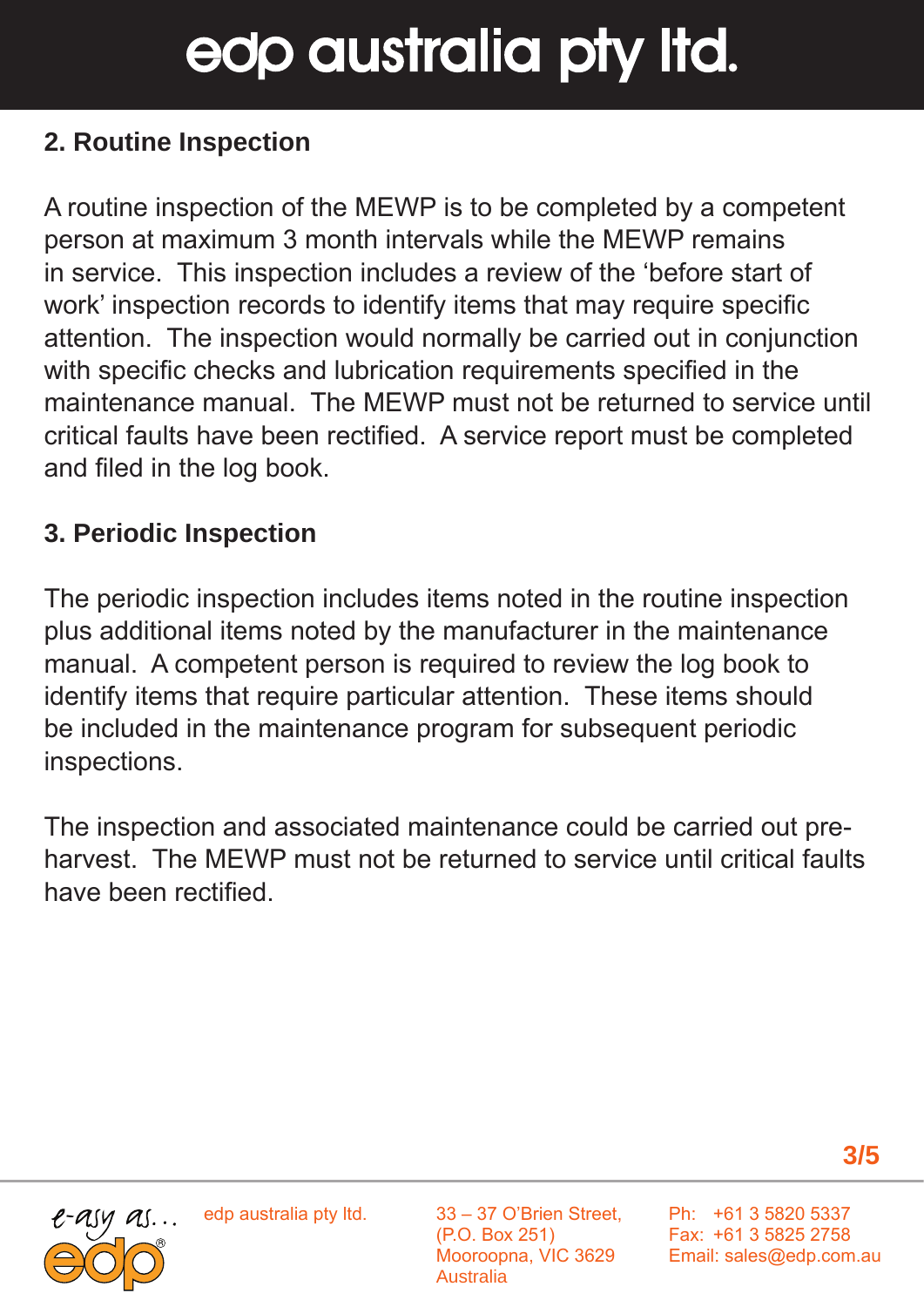## 2. Routine Inspection

A routine inspection of the MEWP is to be completed by a competent person at maximum 3 month intervals while the MEWP remains in service. This inspection includes a review of the 'before start of work' inspection records to identify items that may require specific attention. The inspection would normally be carried out in conjunction with specific checks and lubrication requirements specified in the maintenance manual. The MEWP must not be returned to service until critical faults have been rectified. A service report must be completed and filed in the log book.

## 3. Periodic Inspection

The periodic inspection includes items noted in the routine inspection plus additional items noted by the manufacturer in the maintenance manual. A competent person is required to review the log book to identify items that require particular attention. These items should be included in the maintenance program for subsequent periodic inspections.

The inspection and associated maintenance could be carried out pre-harvest. The MEWP must not be returned to service until critical faults have been rectified.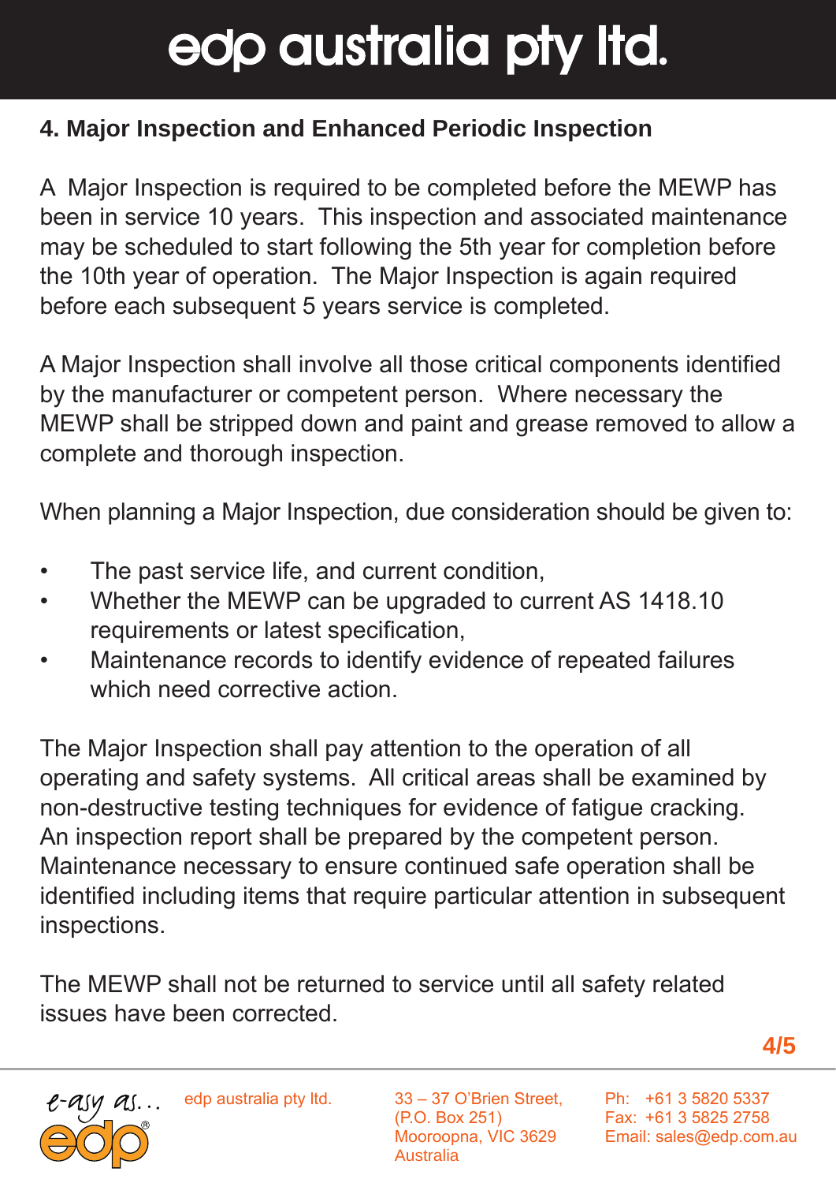## 4. Major Inspection and Enhanced Periodic Inspection

A Major Inspection is required to be completed before the MEWP has been in service 10 years. This inspection and associated maintenance may be scheduled to start following the 5th year for completion before the 10th year of operation. The Major Inspection is again required before each subsequent 5 years service is completed.

A Major Inspection shall involve all those critical components identified by the manufacturer or competent person. Where necessary the MEWP shall be stripped down and paint and grease removed to allow a complete and thorough inspection.

When planning a Major Inspection, due consideration should be given to:

- The past service life, and current condition,
- Whether the MEWP can be upgraded to current AS 1418.10 requirements or latest specification,
- Maintenance records to identify evidence of repeated failures which need corrective action.

The Major Inspection shall pay attention to the operation of all operating and safety systems. All critical areas shall be examined by non-destructive testing techniques for evidence of fatigue cracking. An inspection report shall be prepared by the competent person. Maintenance necessary to ensure continued safe operation shall be identified including items that require particular attention in subsequent inspections.

The MEWP shall not be returned to service until all safety related issues have been corrected.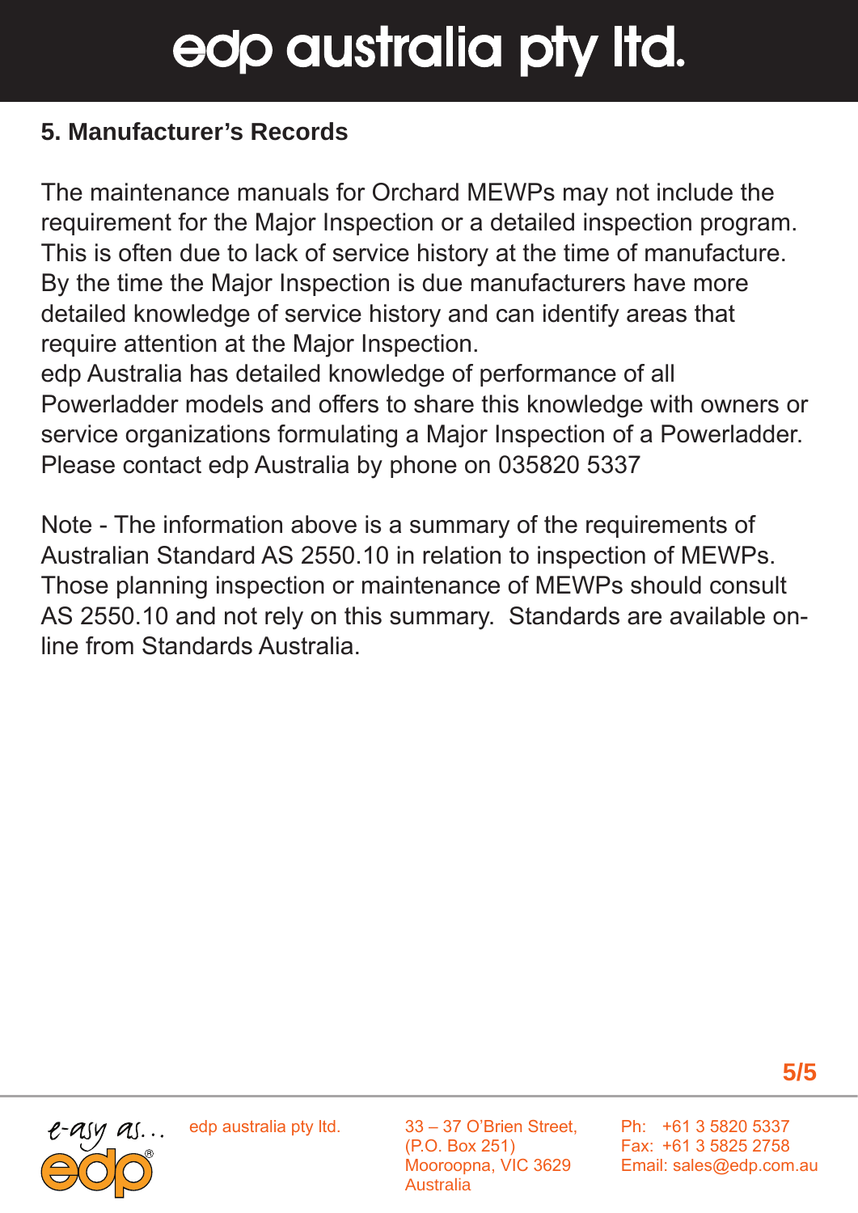## 5. Manufacturer's Records

The maintenance manuals for Orchard MEWPs may not include the requirement for the Major Inspection or a detailed inspection program. This is often due to lack of service history at the time of manufacture. By the time the Major Inspection is due manufacturers have more detailed knowledge of service history and can identify areas that require attention at the Major Inspection.
edp Australia has detailed knowledge of performance of all Powerladder models and offers to share this knowledge with owners or service organizations formulating a Major Inspection of a Powerladder. Please contact edp Australia by phone on 035820 5337

Note - The information above is a summary of the requirements of Australian Standard AS 2550.10 in relation to inspection of MEWPs. Those planning inspection or maintenance of MEWPs should consult AS 2550.10 and not rely on this summary. Standards are available on-line from Standards Australia.